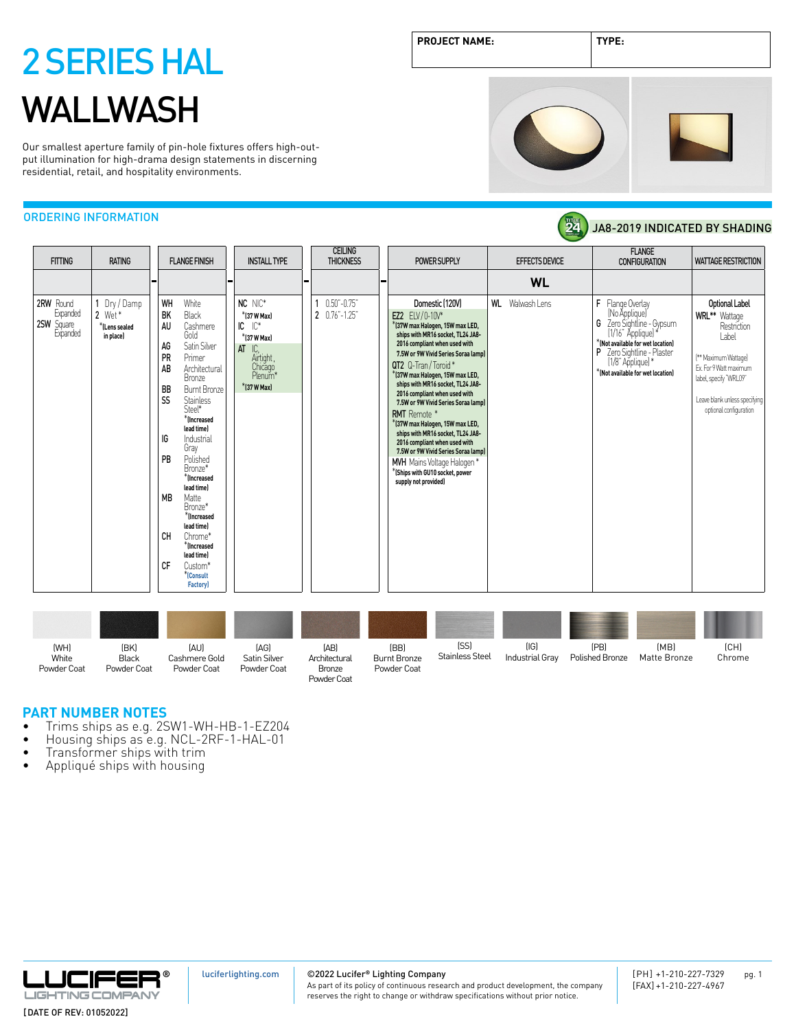| PROJECT NAME: | TYPE: |
|---|---|
| | |

# 2 SERIES HAL
# WALLWASH

Our smallest aperture family of pin-hole fixtures offers high-output illumination for high-drama design statements in discerning residential, retail, and hospitality environments.

## ORDERING INFORMATION

JA8-2019 INDICATED BY SHADING

| FITTING | RATING | – | FLANGE FINISH | – | INSTALL TYPE | – | CEILING THICKNESS | – | POWER SUPPLY | EFFECTS DEVICE | FLANGE CONFIGURATION | WATTAGE RESTRICTION |
|---|---|---|---|---|---|---|---|---|---|---|---|---|
| | | | | | | | | | | WL | | |
| 2RW Round Expanded<br>2SW Square Expanded | 1 Dry / Damp<br>2 Wet*<br>*(Lens sealed in place) | | WH White<br>BK Black<br>AU Cashmere Gold<br>AG Satin Silver<br>PR Primer<br>AB Architectural Bronze<br>BB Burnt Bronze<br>SS Stainless Steel* *(Increased lead time)<br>IG Industrial Gray<br>PB Polished Bronze* *(Increased lead time)<br>MB Matte Bronze* *(Increased lead time)<br>CH Chrome* *(Increased lead time)<br>CF Custom* *(Consult Factory) | | NC NIC* *(37 W Max)<br>IC IC* *(37 W Max)<br>AT IC, Airtight, Chicago Plenum* *(37 W Max) | | 1 0.50"-0.75"<br>2 0.76"-1.25" | | Domestic (120V)<br>EZ2 ELV / 0-10V* *(37W max Halogen, 15W max LED, ships with MR16 socket, TL24 JA8-2016 compliant when used with 7.5W or 9W Vivid Series Soraa lamp)<br>QT2 Q-Tran / Toroid* *(37W max Halogen, 15W max LED, ships with MR16 socket, TL24 JA8-2016 compliant when used with 7.5W or 9W Vivid Series Soraa lamp)<br>RMT Remote* *(37W max Halogen, 15W max LED, ships with MR16 socket, TL24 JA8-2016 compliant when used with 7.5W or 9W Vivid Series Soraa lamp)<br>MVH Mains Voltage Halogen* *(Ships with GU10 socket, power supply not provided) | WL Walwash Lens | F Flange Overlay (No Appliqué)<br>G Zero Sightline - Gypsum (1/16" Appliqué)* *(Not available for wet location)<br>P Zero Sightline - Plaster (1/8" Appliqué)* *(Not available for wet location) | Optional Label<br>WRL** Wattage Restriction Label<br>(** Maximum Wattage) Ex. For 9 Watt maximum label, specify "WRL09"<br>Leave blank unless specifying optional configuration |

(WH) White Powder Coat · (BK) Black Powder Coat · (AU) Cashmere Gold Powder Coat · (AG) Satin Silver Powder Coat · (AB) Architectural Bronze Powder Coat · (BB) Burnt Bronze Powder Coat · (SS) Stainless Steel · (IG) Industrial Gray · (PB) Polished Bronze · (MB) Matte Bronze · (CH) Chrome

## PART NUMBER NOTES

- Trims ships as e.g. 2SW1-WH-HB-1-EZ204
- Housing ships as e.g. NCL-2RF-1-HAL-01
- Transformer ships with trim
- Appliqué ships with housing

LUCIFER® LIGHTING COMPANY

[DATE OF REV: 01052022]

luciferlighting.com

©2022 Lucifer® Lighting Company
As part of its policy of continuous research and product development, the company reserves the right to change or withdraw specifications without prior notice.

[PH] +1-210-227-7329
[FAX] +1-210-227-4967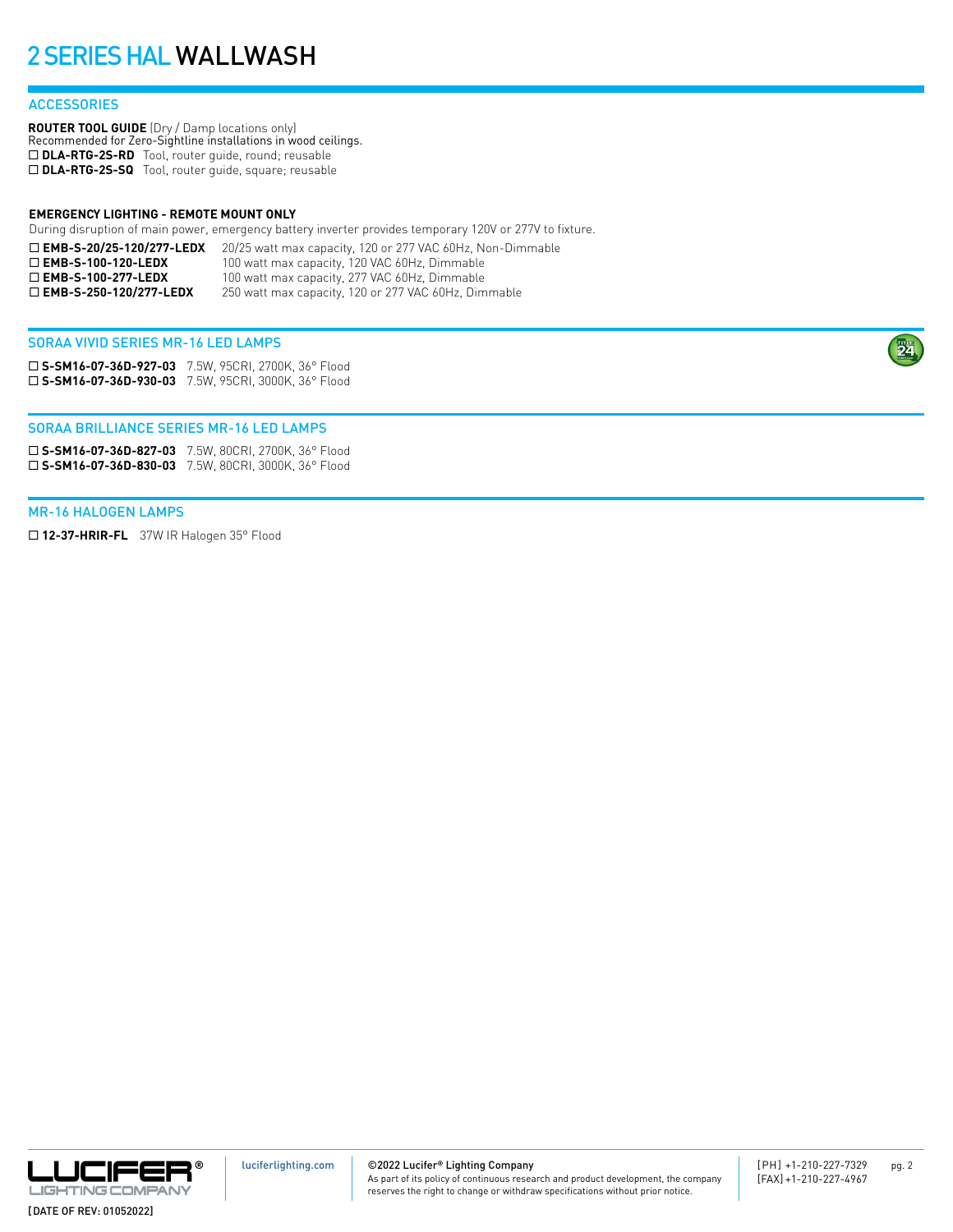# 2 SERIES HAL WALLWASH

## ACCESSORIES

**ROUTER TOOL GUIDE** (Dry / Damp locations only)
Recommended for Zero-Sightline installations in wood ceilings.

☐ **DLA-RTG-2S-RD** Tool, router guide, round; reusable
☐ **DLA-RTG-2S-SQ** Tool, router guide, square; reusable

**EMERGENCY LIGHTING - REMOTE MOUNT ONLY**
During disruption of main power, emergency battery inverter provides temporary 120V or 277V to fixture.

☐ **EMB-S-20/25-120/277-LEDX** 20/25 watt max capacity, 120 or 277 VAC 60Hz, Non-Dimmable
☐ **EMB-S-100-120-LEDX** 100 watt max capacity, 120 VAC 60Hz, Dimmable
☐ **EMB-S-100-277-LEDX** 100 watt max capacity, 277 VAC 60Hz, Dimmable
☐ **EMB-S-250-120/277-LEDX** 250 watt max capacity, 120 or 277 VAC 60Hz, Dimmable

## SORAA VIVID SERIES MR-16 LED LAMPS

☐ **S-SM16-07-36D-927-03** 7.5W, 95CRI, 2700K, 36° Flood
☐ **S-SM16-07-36D-930-03** 7.5W, 95CRI, 3000K, 36° Flood

## SORAA BRILLIANCE SERIES MR-16 LED LAMPS

☐ **S-SM16-07-36D-827-03** 7.5W, 80CRI, 2700K, 36° Flood
☐ **S-SM16-07-36D-830-03** 7.5W, 80CRI, 3000K, 36° Flood

## MR-16 HALOGEN LAMPS

☐ **12-37-HRIR-FL** 37W IR Halogen 35° Flood

luciferlighting.com

©2022 Lucifer® Lighting Company
As part of its policy of continuous research and product development, the company reserves the right to change or withdraw specifications without prior notice.

[PH] +1-210-227-7329
[FAX] +1-210-227-4967

[DATE OF REV: 01052022]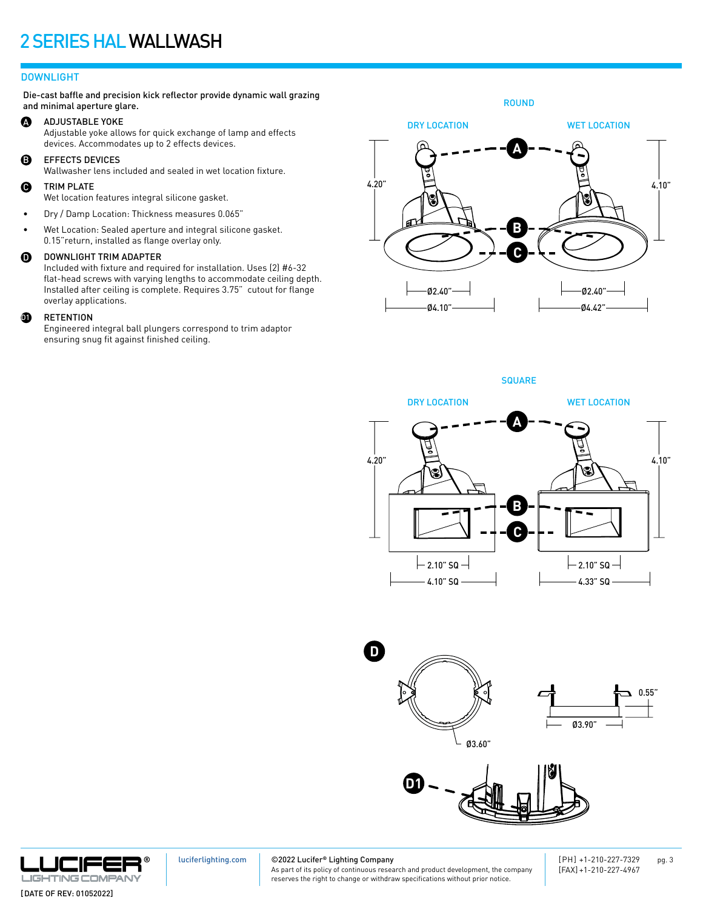# 2 SERIES HAL WALLWASH

## DOWNLIGHT

Die-cast baffle and precision kick reflector provide dynamic wall grazing and minimal aperture glare.

**A** ADJUSTABLE YOKE
Adjustable yoke allows for quick exchange of lamp and effects devices. Accommodates up to 2 effects devices.

**B** EFFECTS DEVICES
Wallwasher lens included and sealed in wet location fixture.

**C** TRIM PLATE
Wet location features integral silicone gasket.

- Dry / Damp Location: Thickness measures 0.065"
- Wet Location: Sealed aperture and integral silicone gasket. 0.15"return, installed as flange overlay only.

**D** DOWNLIGHT TRIM ADAPTER
Included with fixture and required for installation. Uses (2) #6-32 flat-head screws with varying lengths to accommodate ceiling depth. Installed after ceiling is complete. Requires 3.75" cutout for flange overlay applications.

**D1** RETENTION
Engineered integral ball plungers correspond to trim adaptor ensuring snug fit against finished ceiling.

ROUND

DRY LOCATION: 4.20", Ø2.40", Ø4.10"

WET LOCATION: 4.10", Ø2.40", Ø4.42"

SQUARE

DRY LOCATION: 4.20", 2.10" SQ, 4.10" SQ

WET LOCATION: 4.10", 2.10" SQ, 4.33" SQ

D: Ø3.60", Ø3.90", 0.55"

D1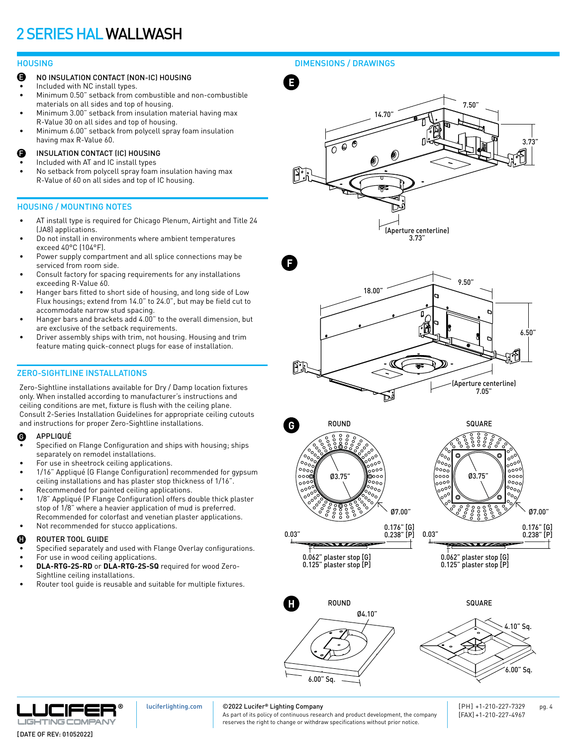# 2 SERIES HAL WALLWASH

## HOUSING

**E** NO INSULATION CONTACT (NON-IC) HOUSING

- Included with NC install types.
- Minimum 0.50" setback from combustible and non-combustible materials on all sides and top of housing.
- Minimum 3.00" setback from insulation material having max R-Value 30 on all sides and top of housing.
- Minimum 6.00" setback from polycell spray foam insulation having max R-Value 60.

**F** INSULATION CONTACT (IC) HOUSING

- Included with AT and IC install types
- No setback from polycell spray foam insulation having max R-Value of 60 on all sides and top of IC housing.

## HOUSING / MOUNTING NOTES

- AT install type is required for Chicago Plenum, Airtight and Title 24 (JA8) applications.
- Do not install in environments where ambient temperatures exceed 40°C (104°F).
- Power supply compartment and all splice connections may be serviced from room side.
- Consult factory for spacing requirements for any installations exceeding R-Value 60.
- Hanger bars fitted to short side of housing, and long side of Low Flux housings; extend from 14.0" to 24.0", but may be field cut to accommodate narrow stud spacing.
- Hanger bars and brackets add 4.00" to the overall dimension, but are exclusive of the setback requirements.
- Driver assembly ships with trim, not housing. Housing and trim feature mating quick-connect plugs for ease of installation.

## ZERO-SIGHTLINE INSTALLATIONS

Zero-Sightline installations available for Dry / Damp location fixtures only. When installed according to manufacturer's instructions and ceiling conditions are met, fixture is flush with the ceiling plane. Consult 2-Series Installation Guidelines for appropriate ceiling cutouts and instructions for proper Zero-Sightline installations.

**G** APPLIQUÉ

- Specified on Flange Configuration and ships with housing; ships separately on remodel installations.
- For use in sheetrock ceiling applications.
- 1/16" Appliqué (G Flange Configuration) recommended for gypsum ceiling installations and has plaster stop thickness of 1/16".
- Recommended for painted ceiling applications.
- 1/8" Appliqué (P Flange Configuration) offers double thick plaster stop of 1/8" where a heavier application of mud is preferred. Recommended for colorfast and venetian plaster applications.
- Not recommended for stucco applications.

**H** ROUTER TOOL GUIDE

- Specified separately and used with Flange Overlay configurations.
- For use in wood ceiling applications.
- **DLA-RTG-2S-RD** or **DLA-RTG-2S-SQ** required for wood Zero-Sightline installations.
- Router tool guide is reusable and suitable for multiple fixtures.

## DIMENSIONS / DRAWINGS

**E**

14.70" · 7.50" · 3.73"

(Aperture centerline) 3.73"

**F**

18.00" · 9.50" · 6.50"

(Aperture centerline) 7.05"

**G**

ROUND: Ø3.75" · Ø7.00" · 0.03" · 0.176" [G] · 0.238" [P] · 0.062" plaster stop [G] · 0.125" plaster stop [P]

SQUARE: Ø3.75" · Ø7.00" · 0.03" · 0.176" [G] · 0.238" [P] · 0.062" plaster stop [G] · 0.125" plaster stop [P]

**H**

ROUND: Ø4.10" · 6.00" Sq.

SQUARE: 4.10" Sq. · 6.00" Sq.

luciferlighting.com

©2022 Lucifer® Lighting Company

As part of its policy of continuous research and product development, the company reserves the right to change or withdraw specifications without prior notice.

[PH] +1-210-227-7329
[FAX] +1-210-227-4967

[DATE OF REV: 01052022]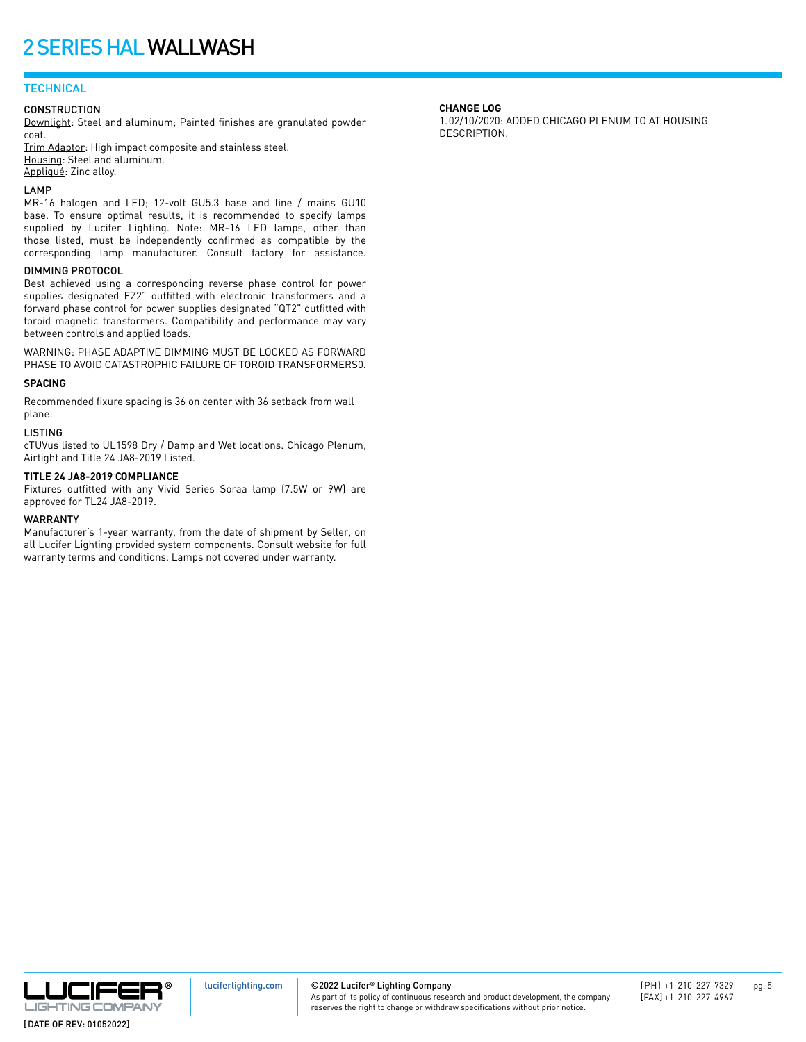# 2 SERIES HAL WALLWASH

## TECHNICAL

### CONSTRUCTION

Downlight: Steel and aluminum; Painted finishes are granulated powder coat.
Trim Adaptor: High impact composite and stainless steel.
Housing: Steel and aluminum.
Appliqué: Zinc alloy.

### LAMP

MR-16 halogen and LED; 12-volt GU5.3 base and line / mains GU10 base. To ensure optimal results, it is recommended to specify lamps supplied by Lucifer Lighting. Note: MR-16 LED lamps, other than those listed, must be independently confirmed as compatible by the corresponding lamp manufacturer. Consult factory for assistance.

### DIMMING PROTOCOL

Best achieved using a corresponding reverse phase control for power supplies designated EZ2" outfitted with electronic transformers and a forward phase control for power supplies designated "QT2" outfitted with toroid magnetic transformers. Compatibility and performance may vary between controls and applied loads.

WARNING: PHASE ADAPTIVE DIMMING MUST BE LOCKED AS FORWARD PHASE TO AVOID CATASTROPHIC FAILURE OF TOROID TRANSFORMERS0.

### SPACING

Recommended fixure spacing is 36 on center with 36 setback from wall plane.

### LISTING

cTUVus listed to UL1598 Dry / Damp and Wet locations. Chicago Plenum, Airtight and Title 24 JA8-2019 Listed.

### TITLE 24 JA8-2019 COMPLIANCE

Fixtures outfitted with any Vivid Series Soraa lamp (7.5W or 9W) are approved for TL24 JA8-2019.

### WARRANTY

Manufacturer's 1-year warranty, from the date of shipment by Seller, on all Lucifer Lighting provided system components. Consult website for full warranty terms and conditions. Lamps not covered under warranty.

### CHANGE LOG

1. 02/10/2020: ADDED CHICAGO PLENUM TO AT HOUSING DESCRIPTION.